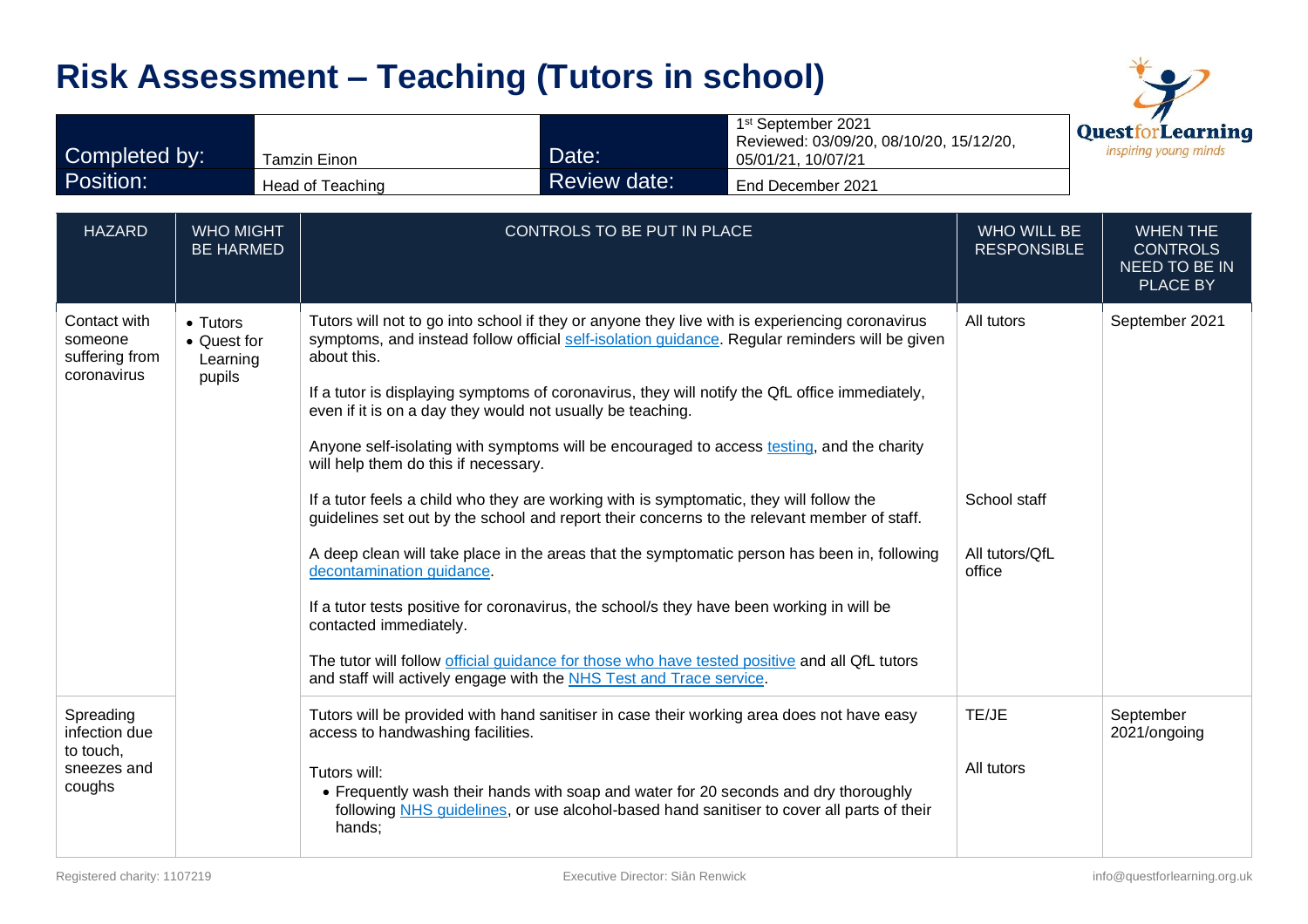# Risk Assessment – Teaching (Tutors in school)

| | | | |
|---|---|---|---|
| Completed by: | Tamzin Einon | Date: | 1st September 2021<br>Reviewed: 03/09/20, 08/10/20, 15/12/20, 05/01/21, 10/07/21 |
| Position: | Head of Teaching | Review date: | End December 2021 |

QuestforLearning
*inspiring young minds*

| HAZARD | WHO MIGHT BE HARMED | CONTROLS TO BE PUT IN PLACE | WHO WILL BE RESPONSIBLE | WHEN THE CONTROLS NEED TO BE IN PLACE BY |
|---|---|---|---|---|
| Contact with someone suffering from coronavirus | • Tutors<br>• Quest for Learning pupils | Tutors will not to go into school if they or anyone they live with is experiencing coronavirus symptoms, and instead follow official self-isolation guidance. Regular reminders will be given about this.<br><br>If a tutor is displaying symptoms of coronavirus, they will notify the QfL office immediately, even if it is on a day they would not usually be teaching.<br><br>Anyone self-isolating with symptoms will be encouraged to access testing, and the charity will help them do this if necessary. | All tutors | September 2021 |
| | | If a tutor feels a child who they are working with is symptomatic, they will follow the guidelines set out by the school and report their concerns to the relevant member of staff. | School staff | |
| | | A deep clean will take place in the areas that the symptomatic person has been in, following decontamination guidance.<br><br>If a tutor tests positive for coronavirus, the school/s they have been working in will be contacted immediately.<br><br>The tutor will follow official guidance for those who have tested positive and all QfL tutors and staff will actively engage with the NHS Test and Trace service. | All tutors/QfL office | |
| Spreading infection due to touch, sneezes and coughs | | Tutors will be provided with hand sanitiser in case their working area does not have easy access to handwashing facilities. | TE/JE | September 2021/ongoing |
| | | Tutors will:<br>• Frequently wash their hands with soap and water for 20 seconds and dry thoroughly following NHS guidelines, or use alcohol-based hand sanitiser to cover all parts of their hands; | All tutors | |

Registered charity: 1107219 | Executive Director: Siân Renwick | info@questforlearning.org.uk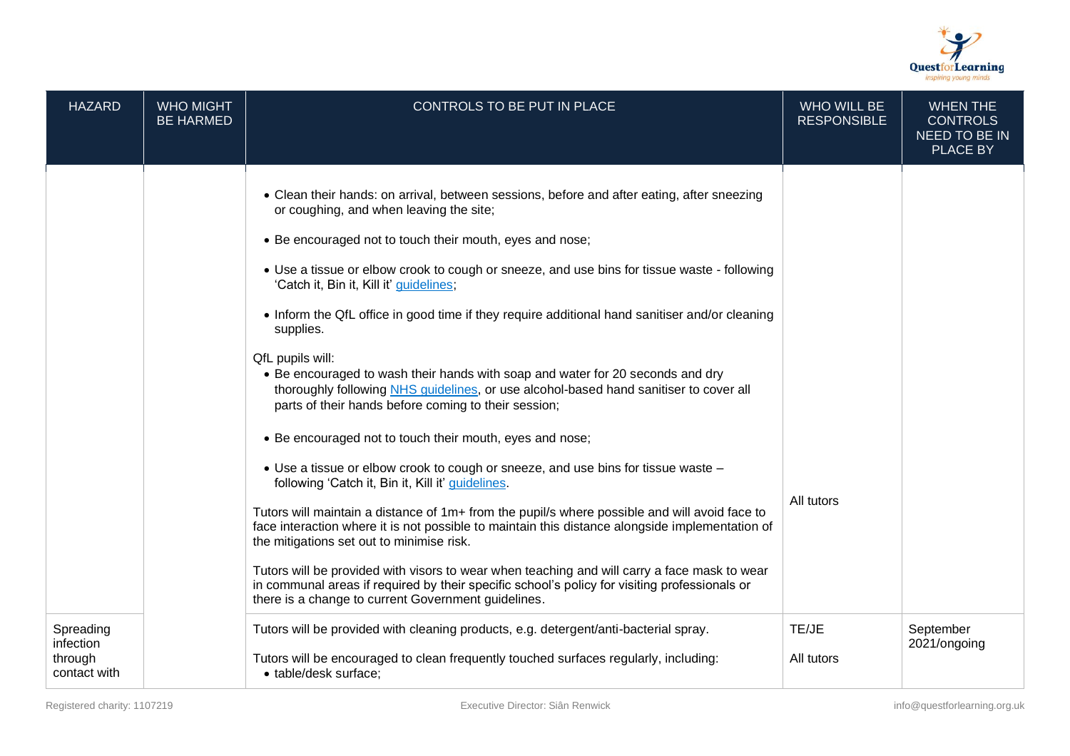| HAZARD | WHO MIGHT BE HARMED | CONTROLS TO BE PUT IN PLACE | WHO WILL BE RESPONSIBLE | WHEN THE CONTROLS NEED TO BE IN PLACE BY |
|---|---|---|---|---|
| | | • Clean their hands: on arrival, between sessions, before and after eating, after sneezing or coughing, and when leaving the site;<br><br>• Be encouraged not to touch their mouth, eyes and nose;<br><br>• Use a tissue or elbow crook to cough or sneeze, and use bins for tissue waste - following 'Catch it, Bin it, Kill it' guidelines;<br><br>• Inform the QfL office in good time if they require additional hand sanitiser and/or cleaning supplies.<br><br>QfL pupils will:<br>• Be encouraged to wash their hands with soap and water for 20 seconds and dry thoroughly following NHS guidelines, or use alcohol-based hand sanitiser to cover all parts of their hands before coming to their session;<br><br>• Be encouraged not to touch their mouth, eyes and nose;<br><br>• Use a tissue or elbow crook to cough or sneeze, and use bins for tissue waste – following 'Catch it, Bin it, Kill it' guidelines.<br><br>Tutors will maintain a distance of 1m+ from the pupil/s where possible and will avoid face to face interaction where it is not possible to maintain this distance alongside implementation of the mitigations set out to minimise risk.<br><br>Tutors will be provided with visors to wear when teaching and will carry a face mask to wear in communal areas if required by their specific school's policy for visiting professionals or there is a change to current Government guidelines. | All tutors | |
| Spreading infection through contact with | | Tutors will be provided with cleaning products, e.g. detergent/anti-bacterial spray.<br><br>Tutors will be encouraged to clean frequently touched surfaces regularly, including:<br>• table/desk surface; | TE/JE<br><br>All tutors | September 2021/ongoing |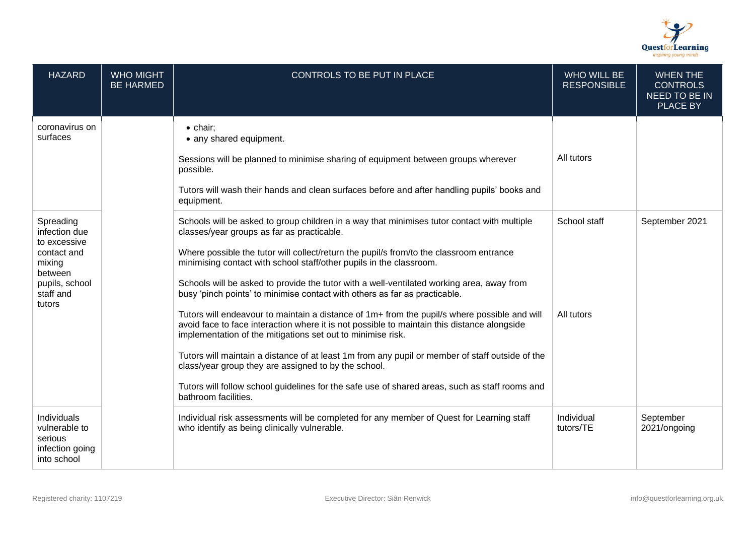| HAZARD | WHO MIGHT BE HARMED | CONTROLS TO BE PUT IN PLACE | WHO WILL BE RESPONSIBLE | WHEN THE CONTROLS NEED TO BE IN PLACE BY |
|---|---|---|---|---|
| coronavirus on surfaces | | • chair;<br>• any shared equipment.<br><br>Sessions will be planned to minimise sharing of equipment between groups wherever possible.<br><br>Tutors will wash their hands and clean surfaces before and after handling pupils' books and equipment. | All tutors | |
| Spreading infection due to excessive contact and mixing between pupils, school staff and tutors | | Schools will be asked to group children in a way that minimises tutor contact with multiple classes/year groups as far as practicable.<br><br>Where possible the tutor will collect/return the pupil/s from/to the classroom entrance minimising contact with school staff/other pupils in the classroom.<br><br>Schools will be asked to provide the tutor with a well-ventilated working area, away from busy 'pinch points' to minimise contact with others as far as practicable.<br><br>Tutors will endeavour to maintain a distance of 1m+ from the pupil/s where possible and will avoid face to face interaction where it is not possible to maintain this distance alongside implementation of the mitigations set out to minimise risk.<br><br>Tutors will maintain a distance of at least 1m from any pupil or member of staff outside of the class/year group they are assigned to by the school.<br><br>Tutors will follow school guidelines for the safe use of shared areas, such as staff rooms and bathroom facilities. | School staff<br><br>All tutors | September 2021 |
| Individuals vulnerable to serious infection going into school | | Individual risk assessments will be completed for any member of Quest for Learning staff who identify as being clinically vulnerable. | Individual tutors/TE | September 2021/ongoing |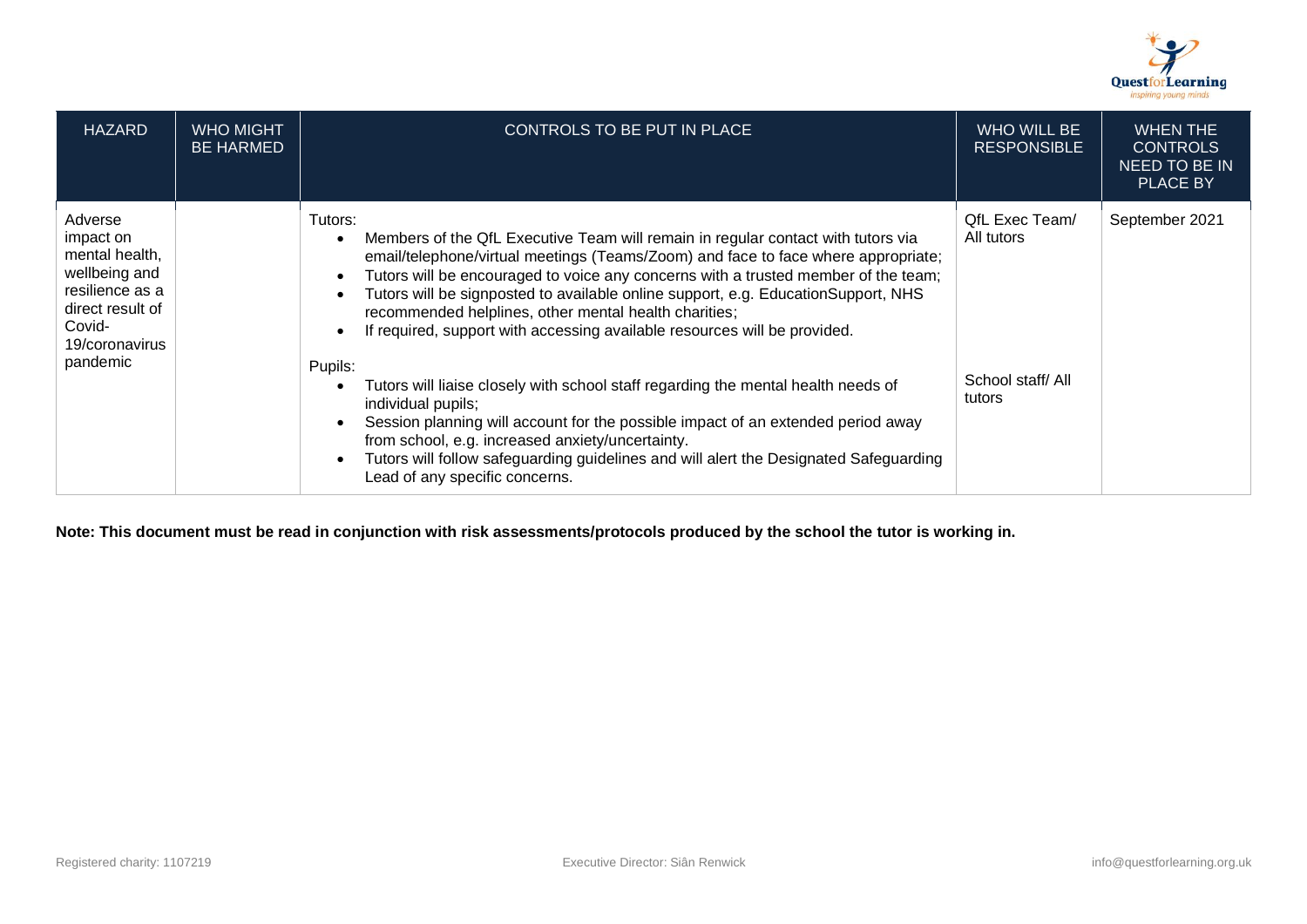| HAZARD | WHO MIGHT BE HARMED | CONTROLS TO BE PUT IN PLACE | WHO WILL BE RESPONSIBLE | WHEN THE CONTROLS NEED TO BE IN PLACE BY |
|---|---|---|---|---|
| Adverse impact on mental health, wellbeing and resilience as a direct result of Covid-19/coronavirus pandemic | | Tutors:<br>• Members of the QfL Executive Team will remain in regular contact with tutors via email/telephone/virtual meetings (Teams/Zoom) and face to face where appropriate;<br>• Tutors will be encouraged to voice any concerns with a trusted member of the team;<br>• Tutors will be signposted to available online support, e.g. EducationSupport, NHS recommended helplines, other mental health charities;<br>• If required, support with accessing available resources will be provided.<br><br>Pupils:<br>• Tutors will liaise closely with school staff regarding the mental health needs of individual pupils;<br>• Session planning will account for the possible impact of an extended period away from school, e.g. increased anxiety/uncertainty.<br>• Tutors will follow safeguarding guidelines and will alert the Designated Safeguarding Lead of any specific concerns. | QfL Exec Team/ All tutors<br><br>School staff/ All tutors | September 2021 |

**Note: This document must be read in conjunction with risk assessments/protocols produced by the school the tutor is working in.**